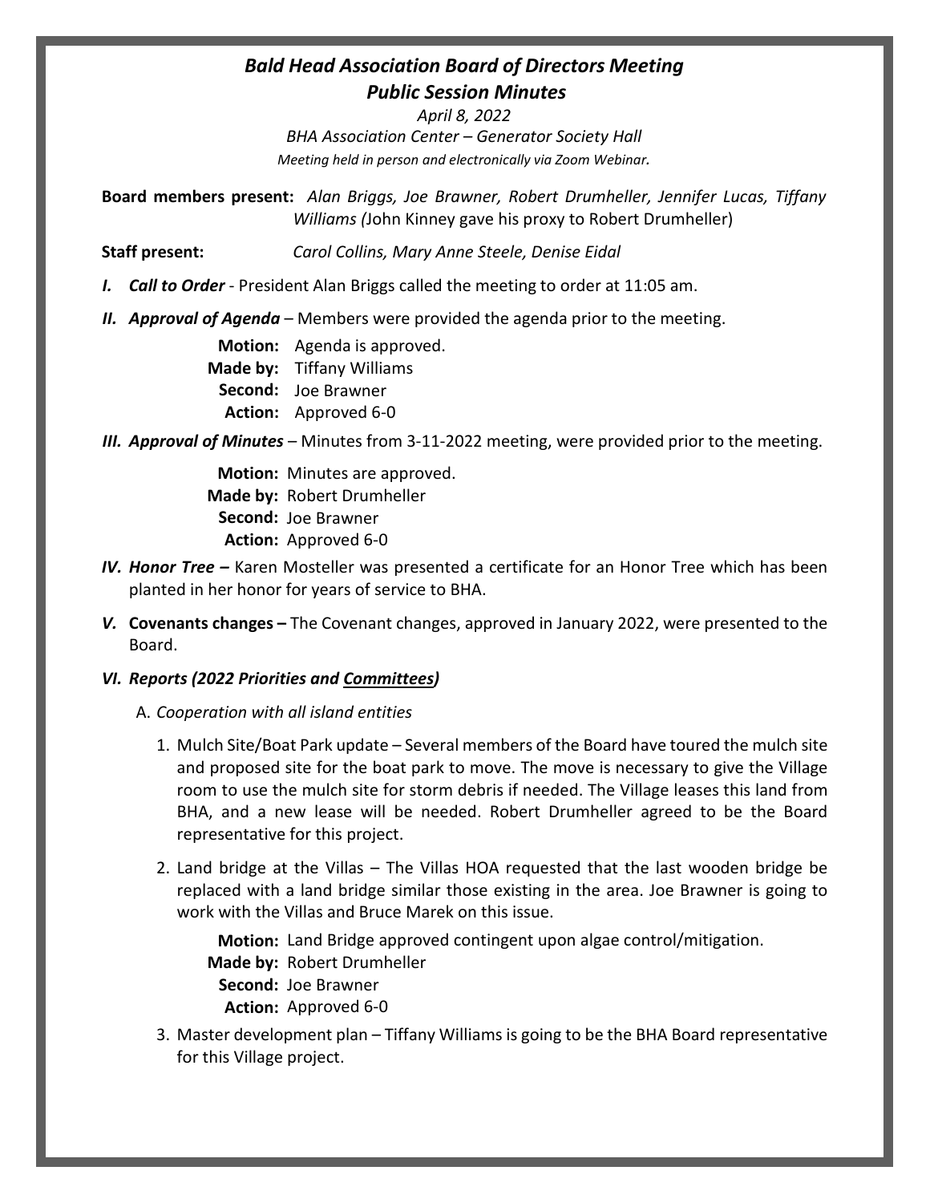# *Bald Head Association Board of Directors Meeting*
## *Public Session Minutes*

*April 8, 2022*

*BHA Association Center – Generator Society Hall*

*Meeting held in person and electronically via Zoom Webinar.*

**Board members present:** *Alan Briggs, Joe Brawner, Robert Drumheller, Jennifer Lucas, Tiffany Williams (*John Kinney gave his proxy to Robert Drumheller)

**Staff present:** *Carol Collins, Mary Anne Steele, Denise Eidal*

***I. Call to Order*** - President Alan Briggs called the meeting to order at 11:05 am.

***II. Approval of Agenda*** – Members were provided the agenda prior to the meeting.

**Motion:** Agenda is approved.
**Made by:** Tiffany Williams
**Second:** Joe Brawner
**Action:** Approved 6-0

***III. Approval of Minutes*** – Minutes from 3-11-2022 meeting, were provided prior to the meeting.

**Motion:** Minutes are approved.
**Made by:** Robert Drumheller
**Second:** Joe Brawner
**Action:** Approved 6-0

***IV. Honor Tree –*** Karen Mosteller was presented a certificate for an Honor Tree which has been planted in her honor for years of service to BHA.

***V.*** **Covenants changes –** The Covenant changes, approved in January 2022, were presented to the Board.

***VI. Reports (2022 Priorities and Committees)***

A. *Cooperation with all island entities*

1. Mulch Site/Boat Park update – Several members of the Board have toured the mulch site and proposed site for the boat park to move. The move is necessary to give the Village room to use the mulch site for storm debris if needed. The Village leases this land from BHA, and a new lease will be needed. Robert Drumheller agreed to be the Board representative for this project.

2. Land bridge at the Villas – The Villas HOA requested that the last wooden bridge be replaced with a land bridge similar those existing in the area. Joe Brawner is going to work with the Villas and Bruce Marek on this issue.

   **Motion:** Land Bridge approved contingent upon algae control/mitigation.
   **Made by:** Robert Drumheller
   **Second:** Joe Brawner
   **Action:** Approved 6-0

3. Master development plan – Tiffany Williams is going to be the BHA Board representative for this Village project.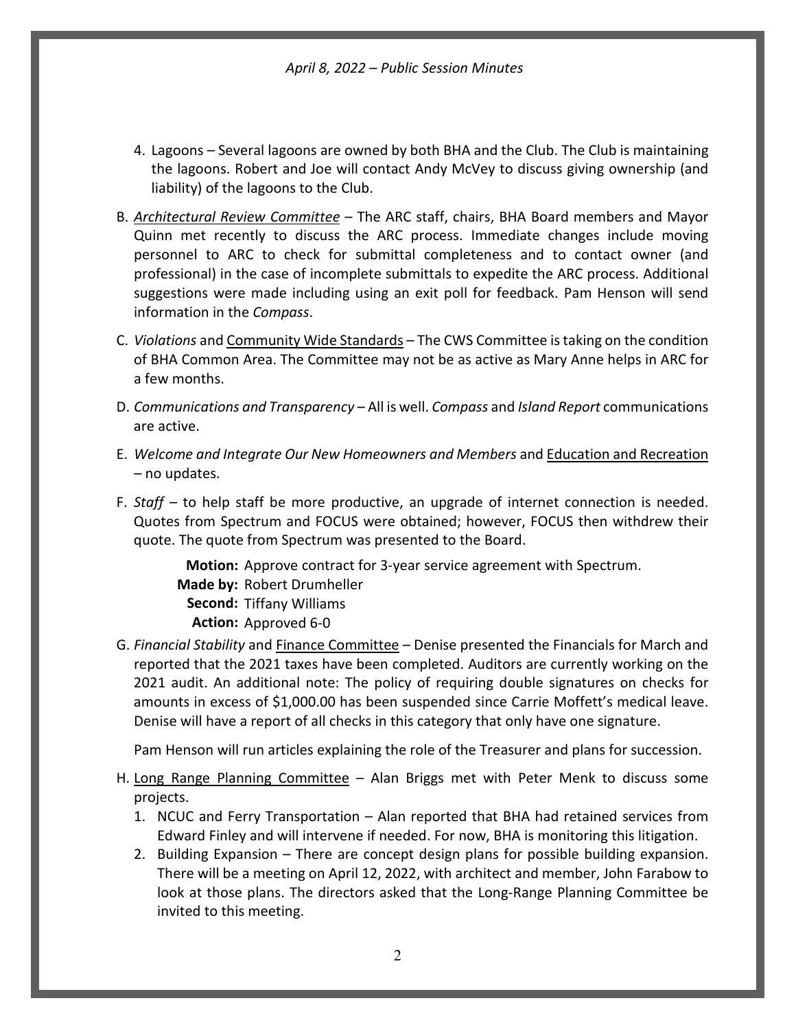4. Lagoons – Several lagoons are owned by both BHA and the Club. The Club is maintaining the lagoons. Robert and Joe will contact Andy McVey to discuss giving ownership (and liability) of the lagoons to the Club.

B. <u>*Architectural Review Committee*</u> – The ARC staff, chairs, BHA Board members and Mayor Quinn met recently to discuss the ARC process. Immediate changes include moving personnel to ARC to check for submittal completeness and to contact owner (and professional) in the case of incomplete submittals to expedite the ARC process. Additional suggestions were made including using an exit poll for feedback. Pam Henson will send information in the *Compass*.

C. *Violations* and <u>Community Wide Standards</u> – The CWS Committee is taking on the condition of BHA Common Area. The Committee may not be as active as Mary Anne helps in ARC for a few months.

D. *Communications and Transparency* – All is well. *Compass* and *Island Report* communications are active.

E. *Welcome and Integrate Our New Homeowners and Members* and <u>Education and Recreation</u> – no updates.

F. *Staff* – to help staff be more productive, an upgrade of internet connection is needed. Quotes from Spectrum and FOCUS were obtained; however, FOCUS then withdrew their quote. The quote from Spectrum was presented to the Board.

   **Motion:** Approve contract for 3-year service agreement with Spectrum.
   **Made by:** Robert Drumheller
   **Second:** Tiffany Williams
   **Action:** Approved 6-0

G. *Financial Stability* and <u>Finance Committee</u> – Denise presented the Financials for March and reported that the 2021 taxes have been completed. Auditors are currently working on the 2021 audit. An additional note: The policy of requiring double signatures on checks for amounts in excess of $1,000.00 has been suspended since Carrie Moffett's medical leave. Denise will have a report of all checks in this category that only have one signature.

   Pam Henson will run articles explaining the role of the Treasurer and plans for succession.

H. <u>Long Range Planning Committee</u> – Alan Briggs met with Peter Menk to discuss some projects.
   1. NCUC and Ferry Transportation – Alan reported that BHA had retained services from Edward Finley and will intervene if needed. For now, BHA is monitoring this litigation.
   2. Building Expansion – There are concept design plans for possible building expansion. There will be a meeting on April 12, 2022, with architect and member, John Farabow to look at those plans. The directors asked that the Long-Range Planning Committee be invited to this meeting.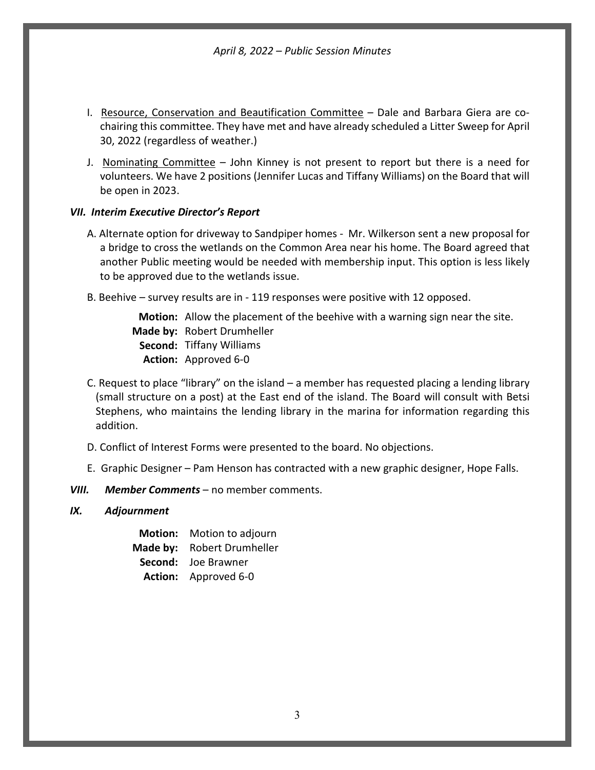I. <u>Resource, Conservation and Beautification Committee</u> – Dale and Barbara Giera are co-chairing this committee. They have met and have already scheduled a Litter Sweep for April 30, 2022 (regardless of weather.)

J. <u>Nominating Committee</u> – John Kinney is not present to report but there is a need for volunteers. We have 2 positions (Jennifer Lucas and Tiffany Williams) on the Board that will be open in 2023.

### *VII. Interim Executive Director's Report*

A. Alternate option for driveway to Sandpiper homes - Mr. Wilkerson sent a new proposal for a bridge to cross the wetlands on the Common Area near his home. The Board agreed that another Public meeting would be needed with membership input. This option is less likely to be approved due to the wetlands issue.

B. Beehive – survey results are in - 119 responses were positive with 12 opposed.

> **Motion:** Allow the placement of the beehive with a warning sign near the site.
> **Made by:** Robert Drumheller
> **Second:** Tiffany Williams
> **Action:** Approved 6-0

C. Request to place "library" on the island – a member has requested placing a lending library (small structure on a post) at the East end of the island. The Board will consult with Betsi Stephens, who maintains the lending library in the marina for information regarding this addition.

D. Conflict of Interest Forms were presented to the board. No objections.

E. Graphic Designer – Pam Henson has contracted with a new graphic designer, Hope Falls.

### *VIII. Member Comments* – no member comments.

### *IX. Adjournment*

> **Motion:** Motion to adjourn
> **Made by:** Robert Drumheller
> **Second:** Joe Brawner
> **Action:** Approved 6-0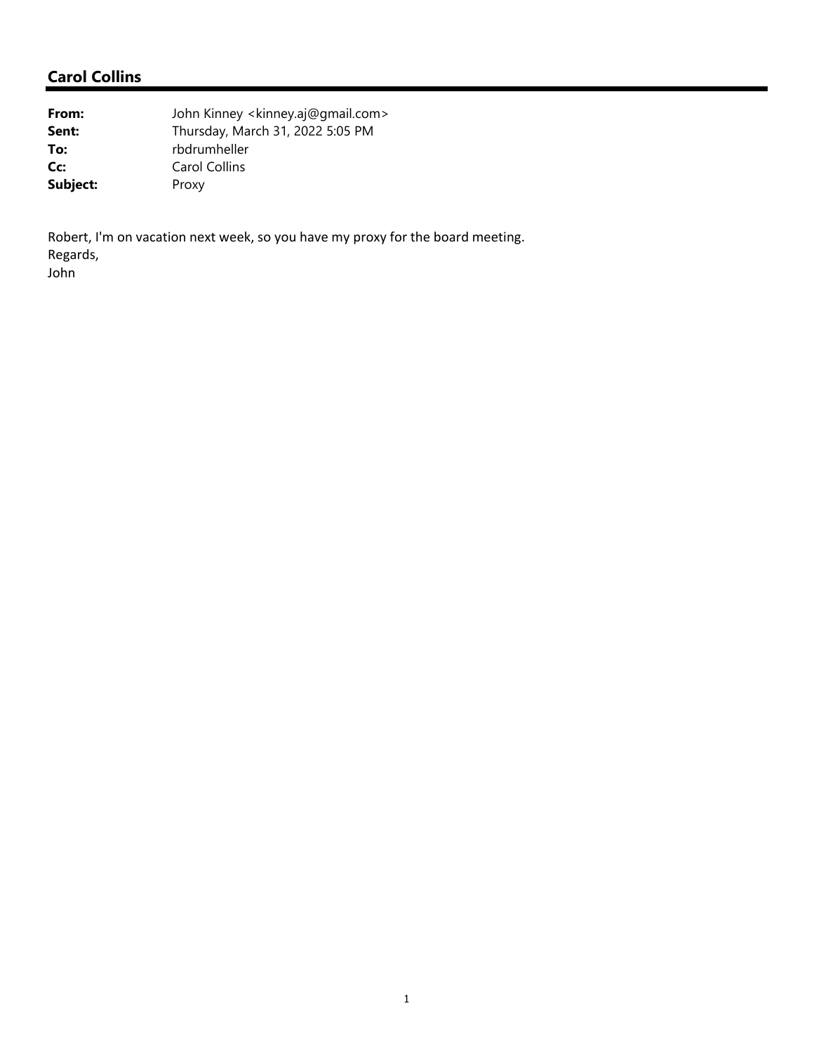## Carol Collins

| | |
|---|---|
| **From:** | John Kinney <kinney.aj@gmail.com> |
| **Sent:** | Thursday, March 31, 2022 5:05 PM |
| **To:** | rbdrumheller |
| **Cc:** | Carol Collins |
| **Subject:** | Proxy |

Robert, I'm on vacation next week, so you have my proxy for the board meeting.
Regards,
John